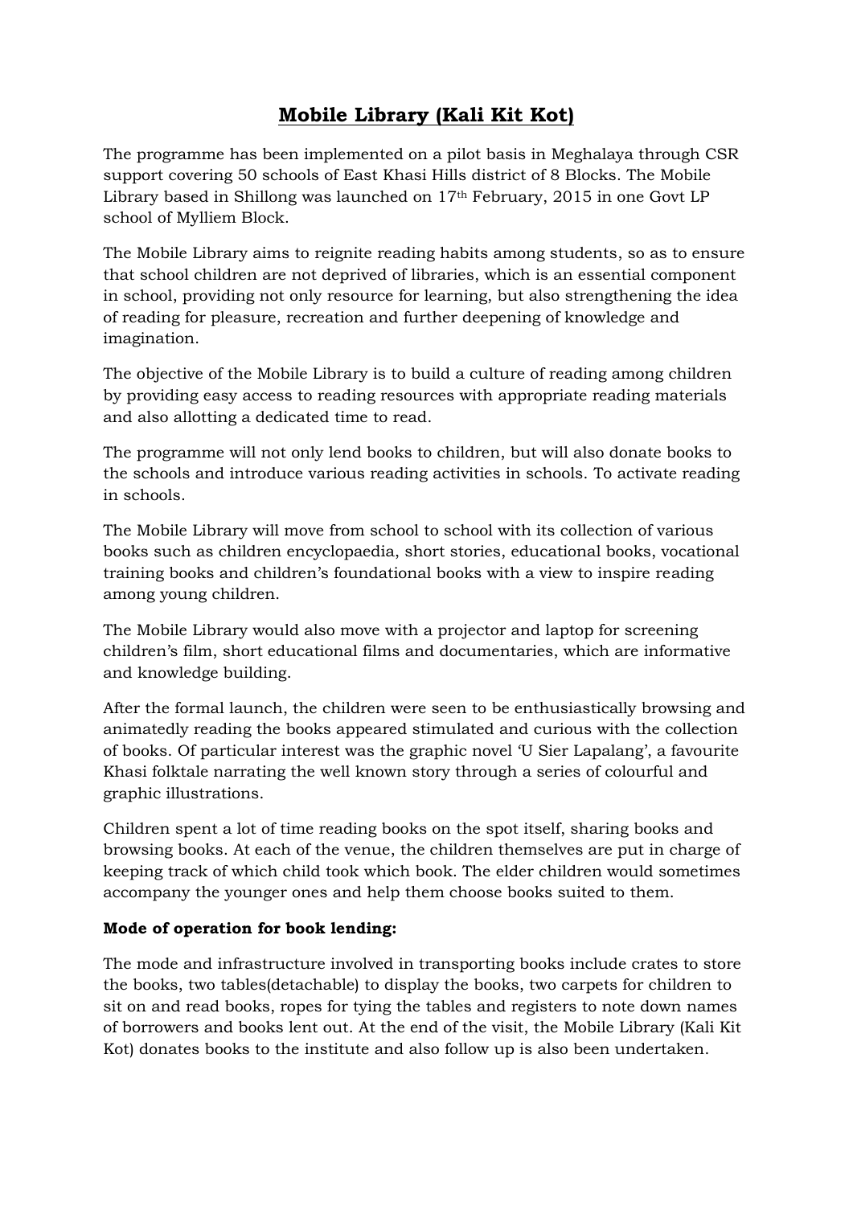# Mobile Library (Kali Kit Kot)

The programme has been implemented on a pilot basis in Meghalaya through CSR support covering 50 schools of East Khasi Hills district of 8 Blocks. The Mobile Library based in Shillong was launched on 17th February, 2015 in one Govt LP school of Mylliem Block.

The Mobile Library aims to reignite reading habits among students, so as to ensure that school children are not deprived of libraries, which is an essential component in school, providing not only resource for learning, but also strengthening the idea of reading for pleasure, recreation and further deepening of knowledge and imagination.

The objective of the Mobile Library is to build a culture of reading among children by providing easy access to reading resources with appropriate reading materials and also allotting a dedicated time to read.

The programme will not only lend books to children, but will also donate books to the schools and introduce various reading activities in schools. To activate reading in schools.

The Mobile Library will move from school to school with its collection of various books such as children encyclopaedia, short stories, educational books, vocational training books and children's foundational books with a view to inspire reading among young children.

The Mobile Library would also move with a projector and laptop for screening children's film, short educational films and documentaries, which are informative and knowledge building.

After the formal launch, the children were seen to be enthusiastically browsing and animatedly reading the books appeared stimulated and curious with the collection of books. Of particular interest was the graphic novel 'U Sier Lapalang', a favourite Khasi folktale narrating the well known story through a series of colourful and graphic illustrations.

Children spent a lot of time reading books on the spot itself, sharing books and browsing books. At each of the venue, the children themselves are put in charge of keeping track of which child took which book. The elder children would sometimes accompany the younger ones and help them choose books suited to them.

**Mode of operation for book lending:**

The mode and infrastructure involved in transporting books include crates to store the books, two tables(detachable) to display the books, two carpets for children to sit on and read books, ropes for tying the tables and registers to note down names of borrowers and books lent out. At the end of the visit, the Mobile Library (Kali Kit Kot) donates books to the institute and also follow up is also been undertaken.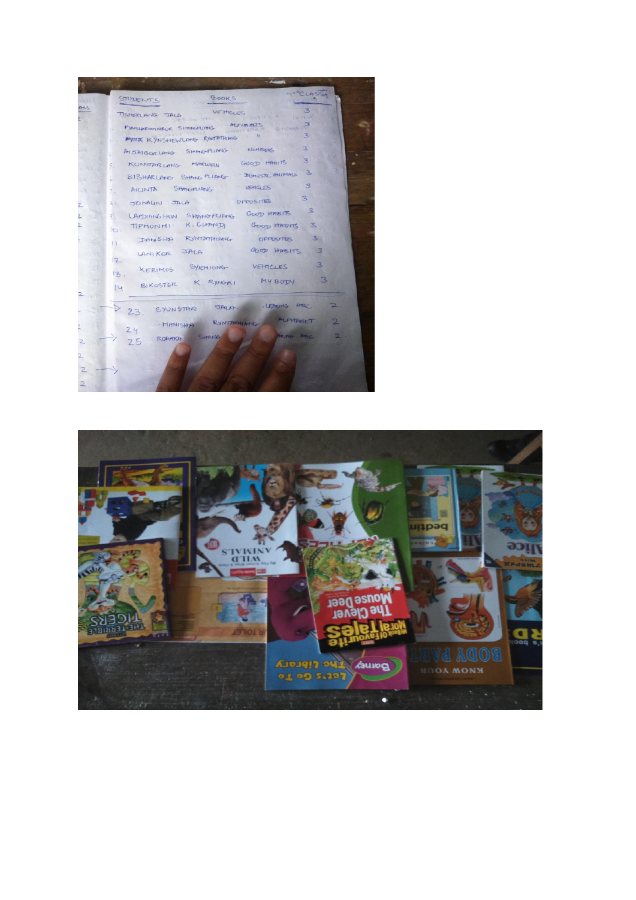| | STUDENTS | | BOOKS | 4th CLASS |
|---|---|---|---|---|
| | TISHERLANG | JALA | VEHICLES | 3 |
| | PYNSHNGAINBOR | SHANGPLIANG | ALPHABETS | 3 |
| | KYNSHEWLANG | RYNTATHIANG | " | 3 |
| | AI JAIBOR LANG | SHANGPLIANG | NUMBERS | 3 |
| 5. | KONSTARLANG | MARWEIN | GOOD HABITS | 3 |
| 6. | BISHARLANG | SHANGPLIANG | DOMESTIC ANIMALS | 3 |
| 7. | AILINTA | SHANGPLIANG | VEHICLES | 3 |
| 8. | JONALIN | JALA | OPPOSITES | 3 |
| 9. | LAMDIANGHUN | SHANGPLIANG | GOOD HABITS | 3 |
| 10. | TIPMONMI | K. CHANDI | GOOD HABITS | 3 |
| 11. | DANISHA | RYNTATHIANG | OPPOSITES | 3 |
| 12. | LANIKER | JALA | GOOD HABITS | 3 |
| 13. | KERIMOS | SYIEMLONG | VEHICLES | 3 |
| 14 | BIKOSTER | K RYNGKI | MY BODY | 3 |
| 23. | SYUNSTAR | JALA | LEARNING ABC | 2 |
| 24 | MANISHA | RYNTATHIANG | ALPHABET | 2 |
| 25 | ROBAKA | SHANG | ARING ABC | 2 |